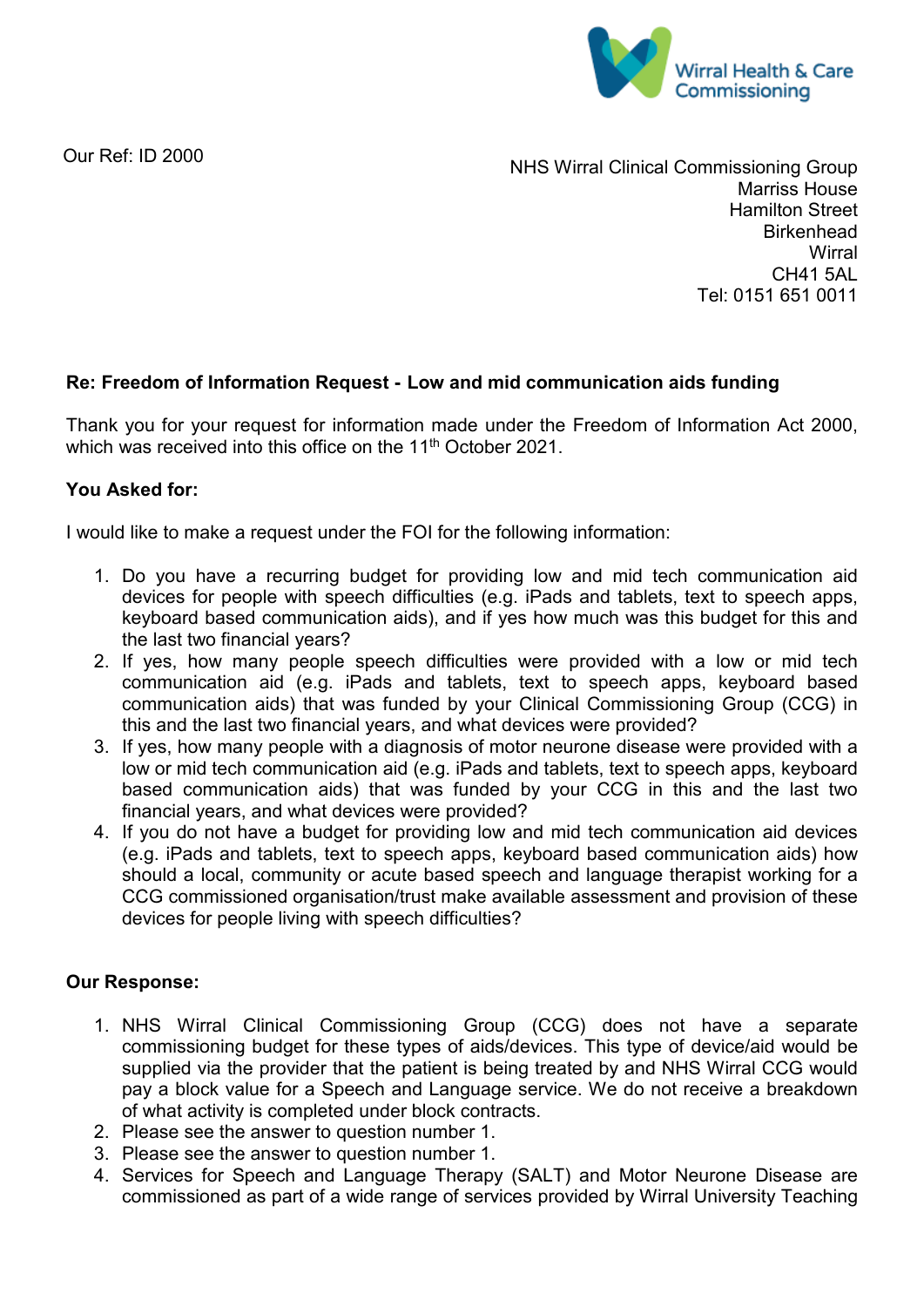Wirral Health & Care Commissioning

Our Ref: ID 2000

NHS Wirral Clinical Commissioning Group
Marriss House
Hamilton Street
Birkenhead
Wirral
CH41 5AL
Tel: 0151 651 0011

**Re: Freedom of Information Request - Low and mid communication aids funding**

Thank you for your request for information made under the Freedom of Information Act 2000, which was received into this office on the 11th October 2021.

**You Asked for:**

I would like to make a request under the FOI for the following information:

1. Do you have a recurring budget for providing low and mid tech communication aid devices for people with speech difficulties (e.g. iPads and tablets, text to speech apps, keyboard based communication aids), and if yes how much was this budget for this and the last two financial years?
2. If yes, how many people speech difficulties were provided with a low or mid tech communication aid (e.g. iPads and tablets, text to speech apps, keyboard based communication aids) that was funded by your Clinical Commissioning Group (CCG) in this and the last two financial years, and what devices were provided?
3. If yes, how many people with a diagnosis of motor neurone disease were provided with a low or mid tech communication aid (e.g. iPads and tablets, text to speech apps, keyboard based communication aids) that was funded by your CCG in this and the last two financial years, and what devices were provided?
4. If you do not have a budget for providing low and mid tech communication aid devices (e.g. iPads and tablets, text to speech apps, keyboard based communication aids) how should a local, community or acute based speech and language therapist working for a CCG commissioned organisation/trust make available assessment and provision of these devices for people living with speech difficulties?

**Our Response:**

1. NHS Wirral Clinical Commissioning Group (CCG) does not have a separate commissioning budget for these types of aids/devices. This type of device/aid would be supplied via the provider that the patient is being treated by and NHS Wirral CCG would pay a block value for a Speech and Language service. We do not receive a breakdown of what activity is completed under block contracts.
2. Please see the answer to question number 1.
3. Please see the answer to question number 1.
4. Services for Speech and Language Therapy (SALT) and Motor Neurone Disease are commissioned as part of a wide range of services provided by Wirral University Teaching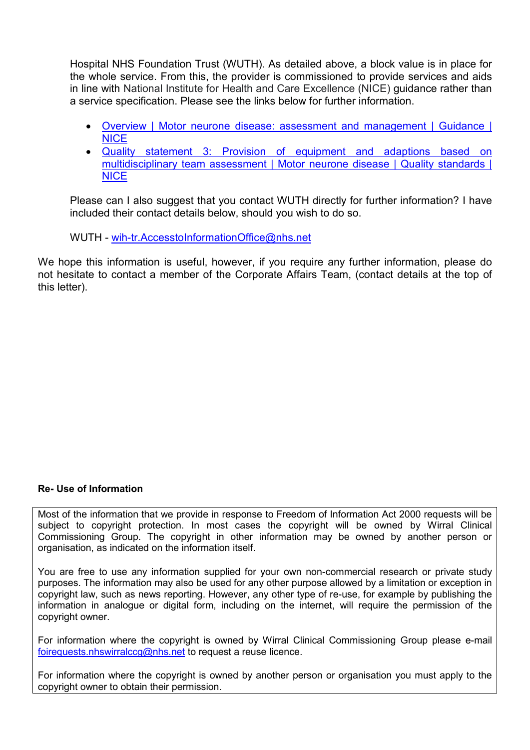Hospital NHS Foundation Trust (WUTH). As detailed above, a block value is in place for the whole service. From this, the provider is commissioned to provide services and aids in line with National Institute for Health and Care Excellence (NICE) guidance rather than a service specification. Please see the links below for further information.

- Overview | Motor neurone disease: assessment and management | Guidance | NICE
- Quality statement 3: Provision of equipment and adaptions based on multidisciplinary team assessment | Motor neurone disease | Quality standards | NICE

Please can I also suggest that you contact WUTH directly for further information? I have included their contact details below, should you wish to do so.

WUTH - wih-tr.AccesstoInformationOffice@nhs.net

We hope this information is useful, however, if you require any further information, please do not hesitate to contact a member of the Corporate Affairs Team, (contact details at the top of this letter).

**Re- Use of Information**

Most of the information that we provide in response to Freedom of Information Act 2000 requests will be subject to copyright protection. In most cases the copyright will be owned by Wirral Clinical Commissioning Group. The copyright in other information may be owned by another person or organisation, as indicated on the information itself.

You are free to use any information supplied for your own non-commercial research or private study purposes. The information may also be used for any other purpose allowed by a limitation or exception in copyright law, such as news reporting. However, any other type of re-use, for example by publishing the information in analogue or digital form, including on the internet, will require the permission of the copyright owner.

For information where the copyright is owned by Wirral Clinical Commissioning Group please e-mail foirequests.nhswirralccg@nhs.net to request a reuse licence.

For information where the copyright is owned by another person or organisation you must apply to the copyright owner to obtain their permission.